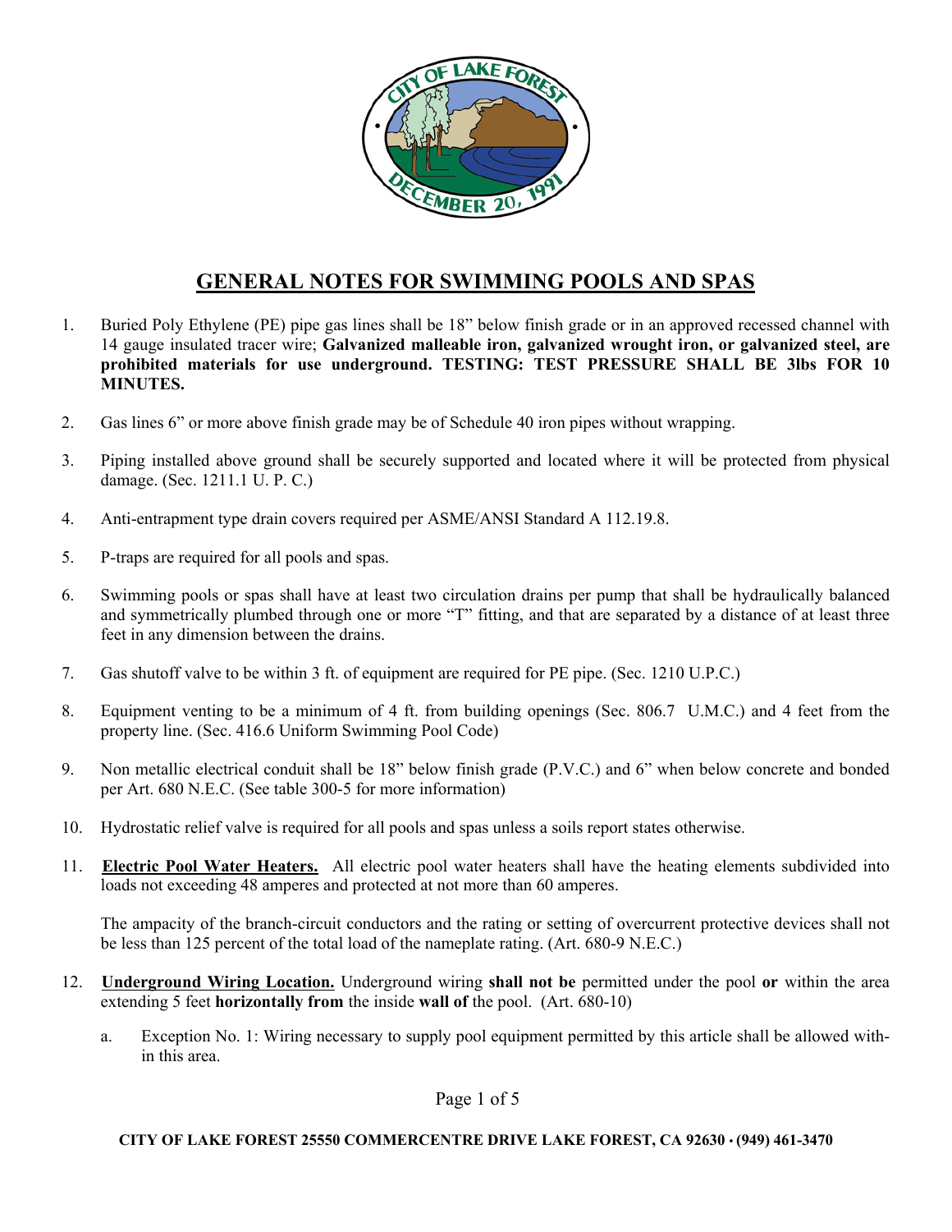# GENERAL NOTES FOR SWIMMING POOLS AND SPAS

1. Buried Poly Ethylene (PE) pipe gas lines shall be 18" below finish grade or in an approved recessed channel with 14 gauge insulated tracer wire; **Galvanized malleable iron, galvanized wrought iron, or galvanized steel, are prohibited materials for use underground. TESTING: TEST PRESSURE SHALL BE 3lbs FOR 10 MINUTES.**

2. Gas lines 6" or more above finish grade may be of Schedule 40 iron pipes without wrapping.

3. Piping installed above ground shall be securely supported and located where it will be protected from physical damage. (Sec. 1211.1 U. P. C.)

4. Anti-entrapment type drain covers required per ASME/ANSI Standard A 112.19.8.

5. P-traps are required for all pools and spas.

6. Swimming pools or spas shall have at least two circulation drains per pump that shall be hydraulically balanced and symmetrically plumbed through one or more "T" fitting, and that are separated by a distance of at least three feet in any dimension between the drains.

7. Gas shutoff valve to be within 3 ft. of equipment are required for PE pipe. (Sec. 1210 U.P.C.)

8. Equipment venting to be a minimum of 4 ft. from building openings (Sec. 806.7 U.M.C.) and 4 feet from the property line. (Sec. 416.6 Uniform Swimming Pool Code)

9. Non metallic electrical conduit shall be 18" below finish grade (P.V.C.) and 6" when below concrete and bonded per Art. 680 N.E.C. (See table 300-5 for more information)

10. Hydrostatic relief valve is required for all pools and spas unless a soils report states otherwise.

11. **Electric Pool Water Heaters.** All electric pool water heaters shall have the heating elements subdivided into loads not exceeding 48 amperes and protected at not more than 60 amperes.

    The ampacity of the branch-circuit conductors and the rating or setting of overcurrent protective devices shall not be less than 125 percent of the total load of the nameplate rating. (Art. 680-9 N.E.C.)

12. **Underground Wiring Location.** Underground wiring **shall not be** permitted under the pool **or** within the area extending 5 feet **horizontally from** the inside **wall of** the pool. (Art. 680-10)

    a. Exception No. 1: Wiring necessary to supply pool equipment permitted by this article shall be allowed within this area.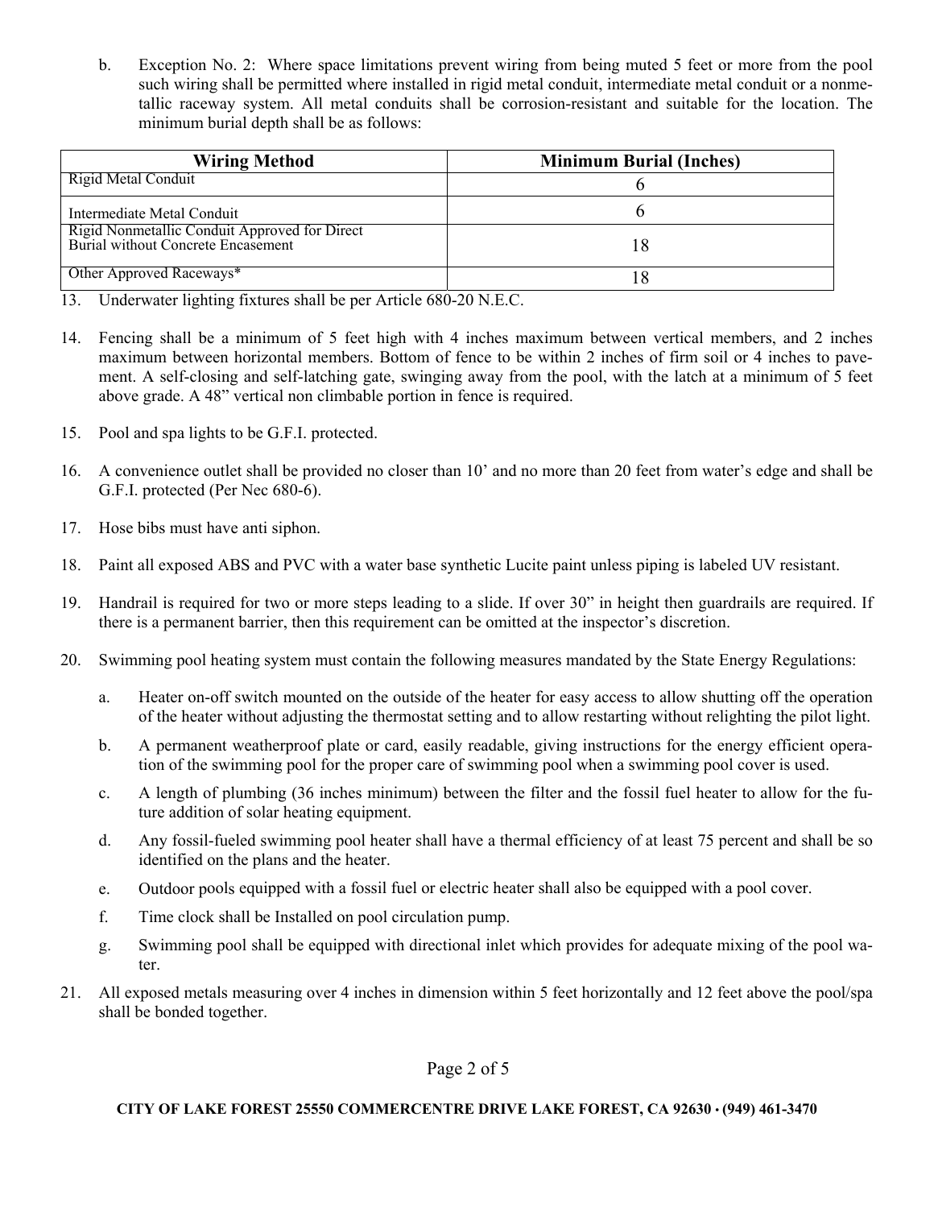b. Exception No. 2: Where space limitations prevent wiring from being muted 5 feet or more from the pool such wiring shall be permitted where installed in rigid metal conduit, intermediate metal conduit or a nonmetallic raceway system. All metal conduits shall be corrosion-resistant and suitable for the location. The minimum burial depth shall be as follows:

| Wiring Method | Minimum Burial (Inches) |
|---|---|
| Rigid Metal Conduit | 6 |
| Intermediate Metal Conduit | 6 |
| Rigid Nonmetallic Conduit Approved for Direct Burial without Concrete Encasement | 18 |
| Other Approved Raceways* | 18 |

13. Underwater lighting fixtures shall be per Article 680-20 N.E.C.

14. Fencing shall be a minimum of 5 feet high with 4 inches maximum between vertical members, and 2 inches maximum between horizontal members. Bottom of fence to be within 2 inches of firm soil or 4 inches to pavement. A self-closing and self-latching gate, swinging away from the pool, with the latch at a minimum of 5 feet above grade. A 48" vertical non climbable portion in fence is required.

15. Pool and spa lights to be G.F.I. protected.

16. A convenience outlet shall be provided no closer than 10' and no more than 20 feet from water's edge and shall be G.F.I. protected (Per Nec 680-6).

17. Hose bibs must have anti siphon.

18. Paint all exposed ABS and PVC with a water base synthetic Lucite paint unless piping is labeled UV resistant.

19. Handrail is required for two or more steps leading to a slide. If over 30" in height then guardrails are required. If there is a permanent barrier, then this requirement can be omitted at the inspector's discretion.

20. Swimming pool heating system must contain the following measures mandated by the State Energy Regulations:

    a. Heater on-off switch mounted on the outside of the heater for easy access to allow shutting off the operation of the heater without adjusting the thermostat setting and to allow restarting without relighting the pilot light.

    b. A permanent weatherproof plate or card, easily readable, giving instructions for the energy efficient operation of the swimming pool for the proper care of swimming pool when a swimming pool cover is used.

    c. A length of plumbing (36 inches minimum) between the filter and the fossil fuel heater to allow for the future addition of solar heating equipment.

    d. Any fossil-fueled swimming pool heater shall have a thermal efficiency of at least 75 percent and shall be so identified on the plans and the heater.

    e. Outdoor pools equipped with a fossil fuel or electric heater shall also be equipped with a pool cover.

    f. Time clock shall be Installed on pool circulation pump.

    g. Swimming pool shall be equipped with directional inlet which provides for adequate mixing of the pool water.

21. All exposed metals measuring over 4 inches in dimension within 5 feet horizontally and 12 feet above the pool/spa shall be bonded together.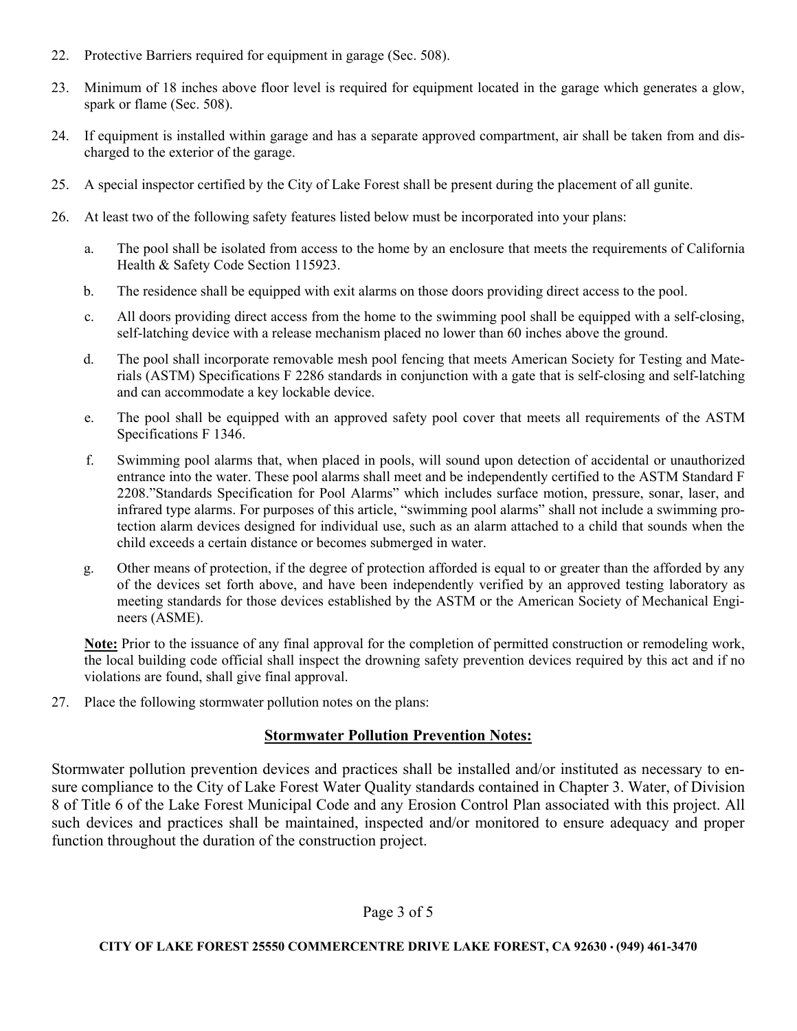22. Protective Barriers required for equipment in garage (Sec. 508).

23. Minimum of 18 inches above floor level is required for equipment located in the garage which generates a glow, spark or flame (Sec. 508).

24. If equipment is installed within garage and has a separate approved compartment, air shall be taken from and discharged to the exterior of the garage.

25. A special inspector certified by the City of Lake Forest shall be present during the placement of all gunite.

26. At least two of the following safety features listed below must be incorporated into your plans:

    a. The pool shall be isolated from access to the home by an enclosure that meets the requirements of California Health & Safety Code Section 115923.

    b. The residence shall be equipped with exit alarms on those doors providing direct access to the pool.

    c. All doors providing direct access from the home to the swimming pool shall be equipped with a self-closing, self-latching device with a release mechanism placed no lower than 60 inches above the ground.

    d. The pool shall incorporate removable mesh pool fencing that meets American Society for Testing and Materials (ASTM) Specifications F 2286 standards in conjunction with a gate that is self-closing and self-latching and can accommodate a key lockable device.

    e. The pool shall be equipped with an approved safety pool cover that meets all requirements of the ASTM Specifications F 1346.

    f. Swimming pool alarms that, when placed in pools, will sound upon detection of accidental or unauthorized entrance into the water. These pool alarms shall meet and be independently certified to the ASTM Standard F 2208."Standards Specification for Pool Alarms" which includes surface motion, pressure, sonar, laser, and infrared type alarms. For purposes of this article, "swimming pool alarms" shall not include a swimming protection alarm devices designed for individual use, such as an alarm attached to a child that sounds when the child exceeds a certain distance or becomes submerged in water.

    g. Other means of protection, if the degree of protection afforded is equal to or greater than the afforded by any of the devices set forth above, and have been independently verified by an approved testing laboratory as meeting standards for those devices established by the ASTM or the American Society of Mechanical Engineers (ASME).

    **Note:** Prior to the issuance of any final approval for the completion of permitted construction or remodeling work, the local building code official shall inspect the drowning safety prevention devices required by this act and if no violations are found, shall give final approval.

27. Place the following stormwater pollution notes on the plans:

## Stormwater Pollution Prevention Notes:

Stormwater pollution prevention devices and practices shall be installed and/or instituted as necessary to ensure compliance to the City of Lake Forest Water Quality standards contained in Chapter 3. Water, of Division 8 of Title 6 of the Lake Forest Municipal Code and any Erosion Control Plan associated with this project. All such devices and practices shall be maintained, inspected and/or monitored to ensure adequacy and proper function throughout the duration of the construction project.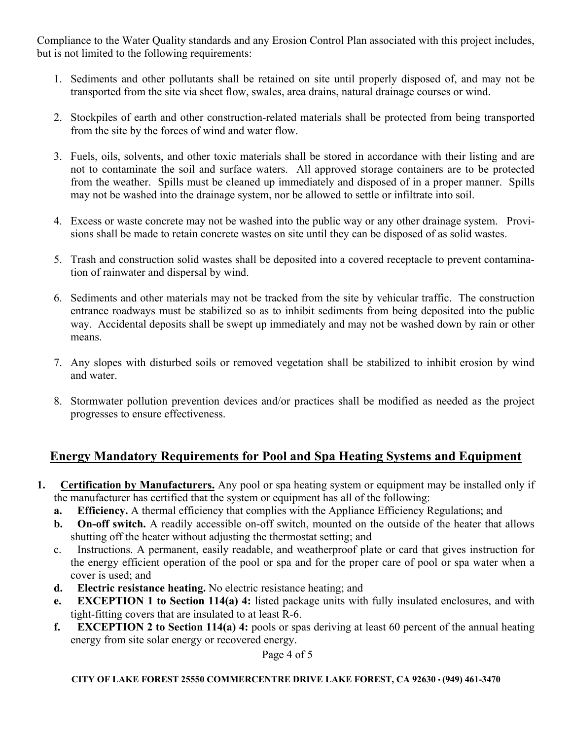Compliance to the Water Quality standards and any Erosion Control Plan associated with this project includes, but is not limited to the following requirements:

1. Sediments and other pollutants shall be retained on site until properly disposed of, and may not be transported from the site via sheet flow, swales, area drains, natural drainage courses or wind.

2. Stockpiles of earth and other construction-related materials shall be protected from being transported from the site by the forces of wind and water flow.

3. Fuels, oils, solvents, and other toxic materials shall be stored in accordance with their listing and are not to contaminate the soil and surface waters. All approved storage containers are to be protected from the weather. Spills must be cleaned up immediately and disposed of in a proper manner. Spills may not be washed into the drainage system, nor be allowed to settle or infiltrate into soil.

4. Excess or waste concrete may not be washed into the public way or any other drainage system. Provisions shall be made to retain concrete wastes on site until they can be disposed of as solid wastes.

5. Trash and construction solid wastes shall be deposited into a covered receptacle to prevent contamination of rainwater and dispersal by wind.

6. Sediments and other materials may not be tracked from the site by vehicular traffic. The construction entrance roadways must be stabilized so as to inhibit sediments from being deposited into the public way. Accidental deposits shall be swept up immediately and may not be washed down by rain or other means.

7. Any slopes with disturbed soils or removed vegetation shall be stabilized to inhibit erosion by wind and water.

8. Stormwater pollution prevention devices and/or practices shall be modified as needed as the project progresses to ensure effectiveness.

## Energy Mandatory Requirements for Pool and Spa Heating Systems and Equipment

1. **Certification by Manufacturers.** Any pool or spa heating system or equipment may be installed only if the manufacturer has certified that the system or equipment has all of the following:
   a. **Efficiency.** A thermal efficiency that complies with the Appliance Efficiency Regulations; and
   b. **On-off switch.** A readily accessible on-off switch, mounted on the outside of the heater that allows shutting off the heater without adjusting the thermostat setting; and
   c. Instructions. A permanent, easily readable, and weatherproof plate or card that gives instruction for the energy efficient operation of the pool or spa and for the proper care of pool or spa water when a cover is used; and
   d. **Electric resistance heating.** No electric resistance heating; and
   e. **EXCEPTION 1 to Section 114(a) 4:** listed package units with fully insulated enclosures, and with tight-fitting covers that are insulated to at least R-6.
   f. **EXCEPTION 2 to Section 114(a) 4:** pools or spas deriving at least 60 percent of the annual heating energy from site solar energy or recovered energy.

**CITY OF LAKE FOREST 25550 COMMERCENTRE DRIVE LAKE FOREST, CA 92630 · (949) 461-3470**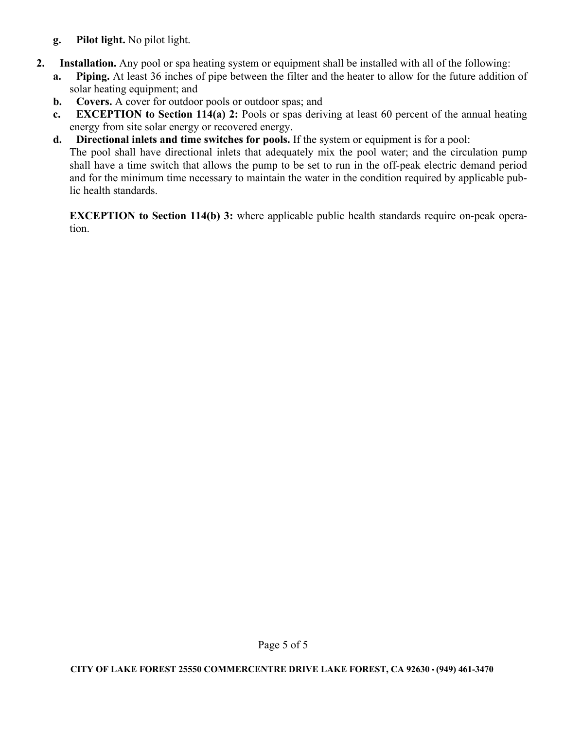- **g. Pilot light.** No pilot light.

**2. Installation.** Any pool or spa heating system or equipment shall be installed with all of the following:

- **a. Piping.** At least 36 inches of pipe between the filter and the heater to allow for the future addition of solar heating equipment; and
- **b. Covers.** A cover for outdoor pools or outdoor spas; and
- **c. EXCEPTION to Section 114(a) 2:** Pools or spas deriving at least 60 percent of the annual heating energy from site solar energy or recovered energy.
- **d. Directional inlets and time switches for pools.** If the system or equipment is for a pool:
  The pool shall have directional inlets that adequately mix the pool water; and the circulation pump shall have a time switch that allows the pump to be set to run in the off-peak electric demand period and for the minimum time necessary to maintain the water in the condition required by applicable public health standards.

  **EXCEPTION to Section 114(b) 3:** where applicable public health standards require on-peak operation.

**CITY OF LAKE FOREST 25550 COMMERCENTRE DRIVE LAKE FOREST, CA 92630 · (949) 461-3470**